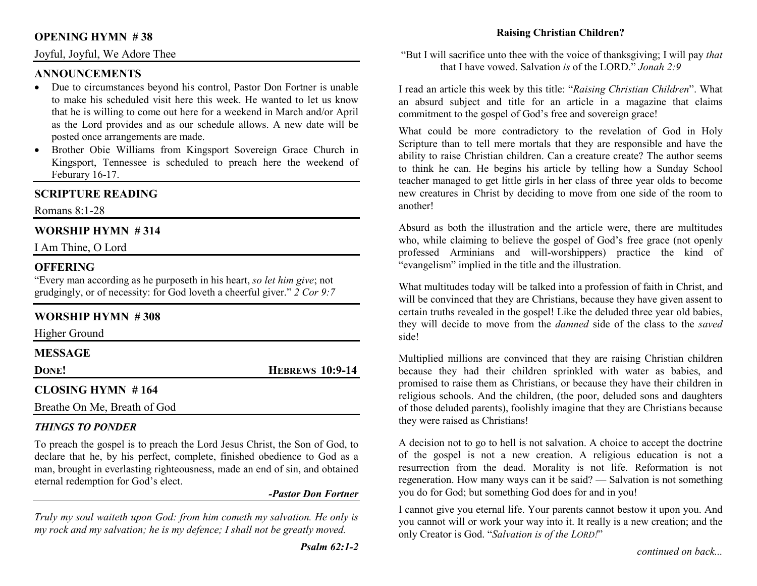## OPENING HYMN # 38

Joyful, Joyful, We Adore Thee

## ANNOUNCEMENTS

- Due to circumstances beyond his control, Pastor Don Fortner is unable to make his scheduled visit here this week. He wanted to let us know that he is willing to come out here for a weekend in March and/or April as the Lord provides and as our schedule allows. A new date will be posted once arrangements are made.
- Brother Obie Williams from Kingsport Sovereign Grace Church in Kingsport, Tennessee is scheduled to preach here the weekend of Feburary 16-17.

## SCRIPTURE READING

Romans 8:1-28

## WORSHIP HYMN # 314

I Am Thine, O Lord

## OFFERING

"Every man according as he purposeth in his heart, *so let him give*; not grudgingly, or of necessity: for God loveth a cheerful giver." *2 Cor 9:7*

## WORSHIP HYMN # 308

Higher Ground

## MESSAGE

**DONE!** **HEBREWS 10:9-14**

## CLOSING HYMN # 164

Breathe On Me, Breath of God

### *THINGS TO PONDER*

To preach the gospel is to preach the Lord Jesus Christ, the Son of God, to declare that he, by his perfect, complete, finished obedience to God as a man, brought in everlasting righteousness, made an end of sin, and obtained eternal redemption for God's elect.

***-Pastor Don Fortner***

*Truly my soul waiteth upon God: from him cometh my salvation. He only is my rock and my salvation; he is my defence; I shall not be greatly moved.*

***Psalm 62:1-2***

## Raising Christian Children?

"But I will sacrifice unto thee with the voice of thanksgiving; I will pay *that* that I have vowed. Salvation *is* of the LORD." *Jonah 2:9*

I read an article this week by this title: "*Raising Christian Children*". What an absurd subject and title for an article in a magazine that claims commitment to the gospel of God's free and sovereign grace!

What could be more contradictory to the revelation of God in Holy Scripture than to tell mere mortals that they are responsible and have the ability to raise Christian children. Can a creature create? The author seems to think he can. He begins his article by telling how a Sunday School teacher managed to get little girls in her class of three year olds to become new creatures in Christ by deciding to move from one side of the room to another!

Absurd as both the illustration and the article were, there are multitudes who, while claiming to believe the gospel of God's free grace (not openly professed Arminians and will-worshippers) practice the kind of "evangelism" implied in the title and the illustration.

What multitudes today will be talked into a profession of faith in Christ, and will be convinced that they are Christians, because they have given assent to certain truths revealed in the gospel! Like the deluded three year old babies, they will decide to move from the *damned* side of the class to the *saved* side!

Multiplied millions are convinced that they are raising Christian children because they had their children sprinkled with water as babies, and promised to raise them as Christians, or because they have their children in religious schools. And the children, (the poor, deluded sons and daughters of those deluded parents), foolishly imagine that they are Christians because they were raised as Christians!

A decision not to go to hell is not salvation. A choice to accept the doctrine of the gospel is not a new creation. A religious education is not a resurrection from the dead. Morality is not life. Reformation is not regeneration. How many ways can it be said? — Salvation is not something you do for God; but something God does for and in you!

I cannot give you eternal life. Your parents cannot bestow it upon you. And you cannot will or work your way into it. It really is a new creation; and the only Creator is God. "*Salvation is of the LORD!*"

*continued on back...*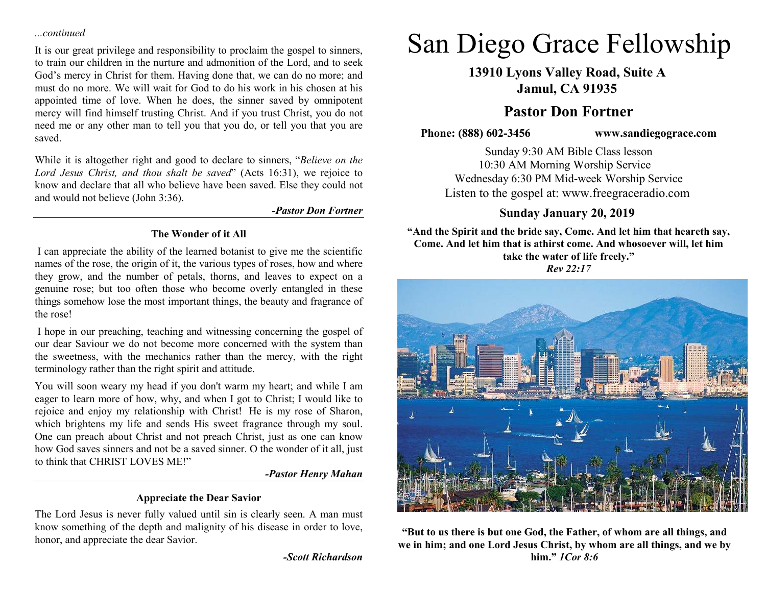*...continued*

It is our great privilege and responsibility to proclaim the gospel to sinners, to train our children in the nurture and admonition of the Lord, and to seek God's mercy in Christ for them. Having done that, we can do no more; and must do no more. We will wait for God to do his work in his chosen at his appointed time of love. When he does, the sinner saved by omnipotent mercy will find himself trusting Christ. And if you trust Christ, you do not need me or any other man to tell you that you do, or tell you that you are saved.

While it is altogether right and good to declare to sinners, "*Believe on the Lord Jesus Christ, and thou shalt be saved*" (Acts 16:31), we rejoice to know and declare that all who believe have been saved. Else they could not and would not believe (John 3:36).

***-Pastor Don Fortner***

### The Wonder of it All

I can appreciate the ability of the learned botanist to give me the scientific names of the rose, the origin of it, the various types of roses, how and where they grow, and the number of petals, thorns, and leaves to expect on a genuine rose; but too often those who become overly entangled in these things somehow lose the most important things, the beauty and fragrance of the rose!

I hope in our preaching, teaching and witnessing concerning the gospel of our dear Saviour we do not become more concerned with the system than the sweetness, with the mechanics rather than the mercy, with the right terminology rather than the right spirit and attitude.

You will soon weary my head if you don't warm my heart; and while I am eager to learn more of how, why, and when I got to Christ; I would like to rejoice and enjoy my relationship with Christ! He is my rose of Sharon, which brightens my life and sends His sweet fragrance through my soul. One can preach about Christ and not preach Christ, just as one can know how God saves sinners and not be a saved sinner. O the wonder of it all, just to think that CHRIST LOVES ME!"

***-Pastor Henry Mahan***

### Appreciate the Dear Savior

The Lord Jesus is never fully valued until sin is clearly seen. A man must know something of the depth and malignity of his disease in order to love, honor, and appreciate the dear Savior.

***-Scott Richardson***

# San Diego Grace Fellowship

**13910 Lyons Valley Road, Suite A**
**Jamul, CA 91935**

## Pastor Don Fortner

**Phone: (888) 602-3456** **www.sandiegograce.com**

Sunday 9:30 AM Bible Class lesson
10:30 AM Morning Worship Service
Wednesday 6:30 PM Mid-week Worship Service
Listen to the gospel at: www.freegraceradio.com

### Sunday January 20, 2019

**"And the Spirit and the bride say, Come. And let him that heareth say, Come. And let him that is athirst come. And whosoever will, let him take the water of life freely."**
***Rev 22:17***

**"But to us there is but one God, the Father, of whom are all things, and we in him; and one Lord Jesus Christ, by whom are all things, and we by him."** ***1Cor 8:6***